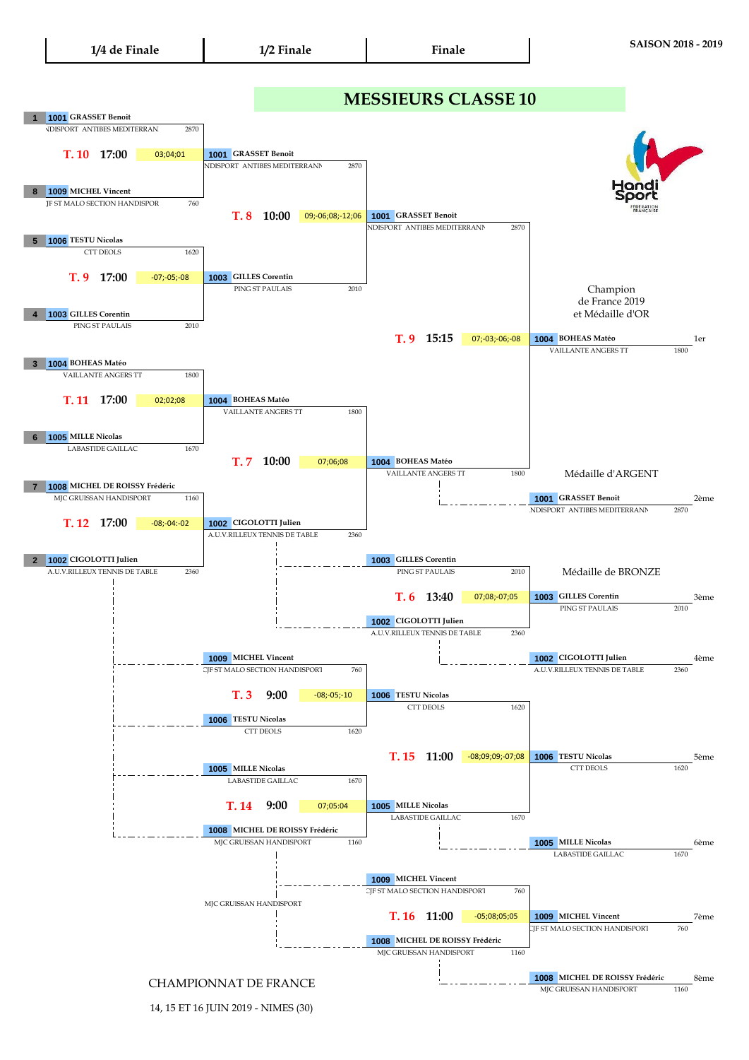SAISON 2018 - 2019

# MESSIEURS CLASSE 10

| 1/4 de Finale | 1/2 Finale | Finale |
| --- | --- | --- |

## 1/4 de Finale

| Seed | N° | Joueur | Club | Points |
| --- | --- | --- | --- | --- |
| 1 | 1001 | GRASSET Benoit | HANDISPORT ANTIBES MEDITERRANEE | 2870 |
| 8 | 1009 | MICHEL Vincent | CJF ST MALO SECTION HANDISPORT | 760 |
| 5 | 1006 | TESTU Nicolas | CTT DEOLS | 1620 |
| 4 | 1003 | GILLES Corentin | PING ST PAULAIS | 2010 |
| 3 | 1004 | BOHEAS Matéo | VAILLANTE ANGERS TT | 1800 |
| 6 | 1005 | MILLE Nicolas | LABASTIDE GAILLAC | 1670 |
| 7 | 1008 | MICHEL DE ROISSY Frédéric | MJC GRUISSAN HANDISPORT | 1160 |
| 2 | 1002 | CIGOLOTTI Julien | A.U.V.RILLEUX TENNIS DE TABLE | 2360 |

| Table | Heure | Match | Score | Vainqueur |
| --- | --- | --- | --- | --- |
| T. 10 | 17:00 | GRASSET Benoit – MICHEL Vincent | 03;04;01 | 1001 GRASSET Benoit (2870) |
| T. 9 | 17:00 | TESTU Nicolas – GILLES Corentin | -07;-05;-08 | 1003 GILLES Corentin (2010) |
| T. 11 | 17:00 | BOHEAS Matéo – MILLE Nicolas | 02;02;08 | 1004 BOHEAS Matéo (1800) |
| T. 12 | 17:00 | MICHEL DE ROISSY Frédéric – CIGOLOTTI Julien | -08;-04:-02 | 1002 CIGOLOTTI Julien (2360) |

## 1/2 Finale

| Table | Heure | Match | Score | Vainqueur |
| --- | --- | --- | --- | --- |
| T. 8 | 10:00 | GRASSET Benoit – GILLES Corentin | 09;-06;08;-12;06 | 1001 GRASSET Benoit (2870) |
| T. 7 | 10:00 | BOHEAS Matéo – CIGOLOTTI Julien | 07;06;08 | 1004 BOHEAS Matéo (1800) |

## Finale

| Table | Heure | Match | Score | Vainqueur |
| --- | --- | --- | --- | --- |
| T. 9 | 15:15 | GRASSET Benoit – BOHEAS Matéo | 07;-03;-06;-08 | 1004 BOHEAS Matéo (1800) |

## Places 3-4

| Table | Heure | Match | Score | Vainqueur |
| --- | --- | --- | --- | --- |
| T. 6 | 13:40 | 1003 GILLES Corentin (2010) – 1002 CIGOLOTTI Julien (2360) | 07;08;-07;05 | 1003 GILLES Corentin (2010) |

## Places 5-8

| Table | Heure | Match | Score | Vainqueur |
| --- | --- | --- | --- | --- |
| T. 3 | 9:00 | 1009 MICHEL Vincent (760) – 1006 TESTU Nicolas (1620) | -08;-05;-10 | 1006 TESTU Nicolas (1620) |
| T. 14 | 9:00 | 1005 MILLE Nicolas (1670) – 1008 MICHEL DE ROISSY Frédéric (1160) | 07;05:04 | 1005 MILLE Nicolas (1670) |
| T. 15 | 11:00 | 1006 TESTU Nicolas – 1005 MILLE Nicolas | -08;09;09;-07;08 | 1006 TESTU Nicolas (1620) |
| T. 16 | 11:00 | 1009 MICHEL Vincent (760) – 1008 MICHEL DE ROISSY Frédéric (1160) | -05;08;05;05 | 1009 MICHEL Vincent (760) |

MJC GRUISSAN HANDISPORT

## Classement

Champion de France 2019 et Médaille d'OR

| Place | N° | Joueur | Club | Points |
| --- | --- | --- | --- | --- |
| 1er | 1004 | BOHEAS Matéo | VAILLANTE ANGERS TT | 1800 |
| 2ème (Médaille d'ARGENT) | 1001 | GRASSET Benoit | HANDISPORT ANTIBES MEDITERRANEE | 2870 |
| 3ème (Médaille de BRONZE) | 1003 | GILLES Corentin | PING ST PAULAIS | 2010 |
| 4ème | 1002 | CIGOLOTTI Julien | A.U.V.RILLEUX TENNIS DE TABLE | 2360 |
| 5ème | 1006 | TESTU Nicolas | CTT DEOLS | 1620 |
| 6ème | 1005 | MILLE Nicolas | LABASTIDE GAILLAC | 1670 |
| 7ème | 1009 | MICHEL Vincent | CJF ST MALO SECTION HANDISPORT | 760 |
| 8ème | 1008 | MICHEL DE ROISSY Frédéric | MJC GRUISSAN HANDISPORT | 1160 |

CHAMPIONNAT DE FRANCE

14, 15 ET 16 JUIN 2019 - NIMES (30)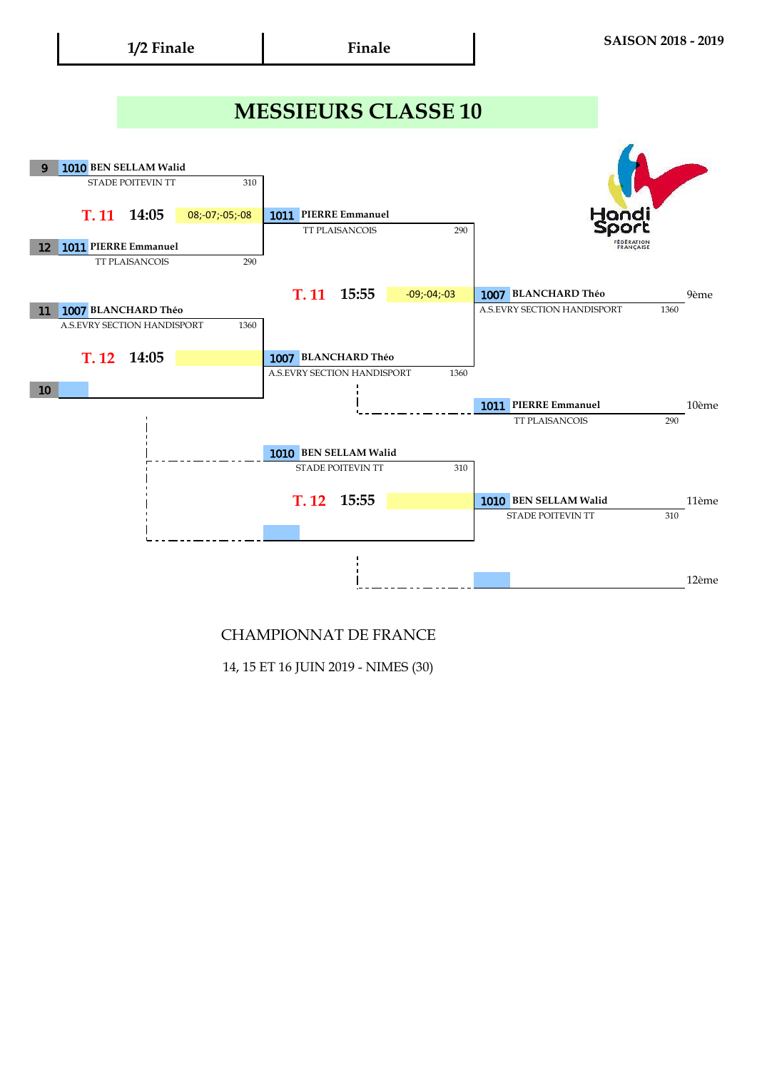SAISON 2018 - 2019

| 1/2 Finale | Finale |
|---|---|

# MESSIEURS CLASSE 10

**9** | 1010 **BEN SELLAM Walid** — STADE POITEVIN TT — 310

**T. 11** **14:05** 08;-07;-05;-08

**12** | 1011 **PIERRE Emmanuel** — TT PLAISANCOIS — 290

1011 **PIERRE Emmanuel** — TT PLAISANCOIS — 290

**T. 11** **15:55** -09;-04;-03

1007 **BLANCHARD Théo** — A.S.EVRY SECTION HANDISPORT — 1360 — 9ème

**11** | 1007 **BLANCHARD Théo** — A.S.EVRY SECTION HANDISPORT — 1360

**T. 12** **14:05**

**10** |

1007 **BLANCHARD Théo** — A.S.EVRY SECTION HANDISPORT — 1360

1011 **PIERRE Emmanuel** — TT PLAISANCOIS — 290 — 10ème

1010 **BEN SELLAM Walid** — STADE POITEVIN TT — 310

**T. 12** **15:55**

1010 **BEN SELLAM Walid** — STADE POITEVIN TT — 310 — 11ème

12ème

CHAMPIONNAT DE FRANCE

14, 15 ET 16 JUIN 2019 - NIMES (30)